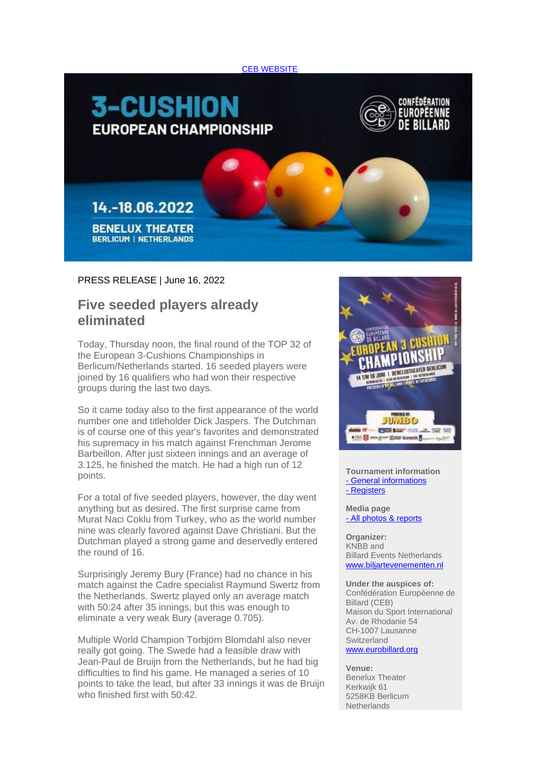CEB WEBSITE

3-CUSHION EUROPEAN CHAMPIONSHIP

14.-18.06.2022

BENELUX THEATER
BERLICUM | NETHERLANDS

PRESS RELEASE | June 16, 2022

## Five seeded players already eliminated

Today, Thursday noon, the final round of the TOP 32 of the European 3-Cushions Championships in Berlicum/Netherlands started. 16 seeded players were joined by 16 qualifiers who had won their respective groups during the last two days.

So it came today also to the first appearance of the world number one and titleholder Dick Jaspers. The Dutchman is of course one of this year's favorites and demonstrated his supremacy in his match against Frenchman Jerome Barbeillon. After just sixteen innings and an average of 3.125, he finished the match. He had a high run of 12 points.

For a total of five seeded players, however, the day went anything but as desired. The first surprise came from Murat Naci Coklu from Turkey, who as the world number nine was clearly favored against Dave Christiani. But the Dutchman played a strong game and deservedly entered the round of 16.

Surprisingly Jeremy Bury (France) had no chance in his match against the Cadre specialist Raymund Swertz from the Netherlands. Swertz played only an average match with 50:24 after 35 innings, but this was enough to eliminate a very weak Bury (average 0.705).

Multiple World Champion Torbjörn Blomdahl also never really got going. The Swede had a feasible draw with Jean-Paul de Bruijn from the Netherlands, but he had big difficulties to find his game. He managed a series of 10 points to take the lead, but after 33 innings it was de Bruijn who finished first with 50:42.

**Tournament information**
- General informations
- Registers

**Media page**
- All photos & reports

**Organizer:**
KNBB and
Billard Events Netherlands
www.biljartevenementen.nl

**Under the auspices of:**
Confédération Européenne de Billard (CEB)
Maison du Sport International
Av. de Rhodanie 54
CH-1007 Lausanne
Switzerland
www.eurobillard.org

**Venue:**
Benelux Theater
Kerkwijk 61
5258KB Berlicum
Netherlands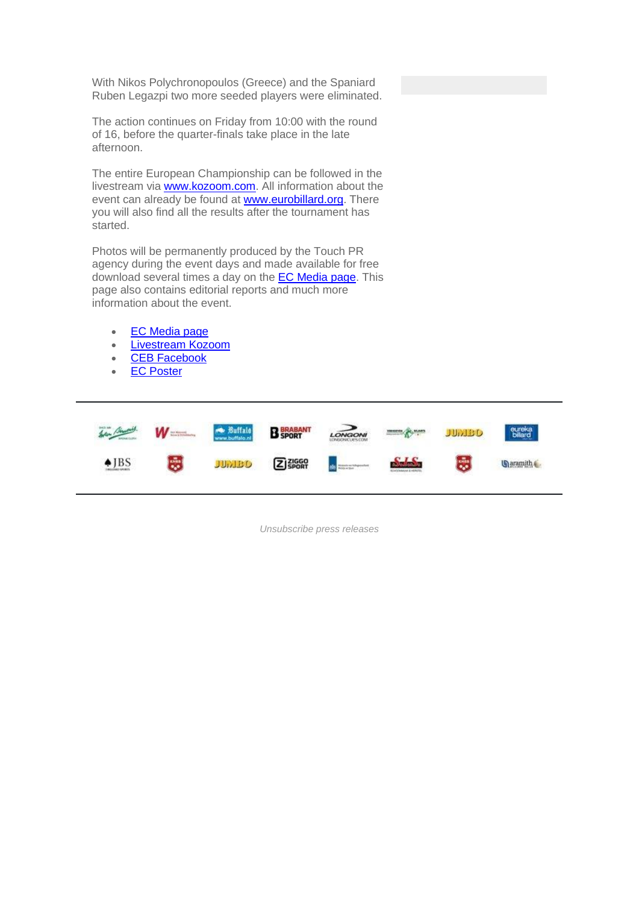With Nikos Polychronopoulos (Greece) and the Spaniard Ruben Legazpi two more seeded players were eliminated.

The action continues on Friday from 10:00 with the round of 16, before the quarter-finals take place in the late afternoon.

The entire European Championship can be followed in the livestream via www.kozoom.com. All information about the event can already be found at www.eurobillard.org. There you will also find all the results after the tournament has started.

Photos will be permanently produced by the Touch PR agency during the event days and made available for free download several times a day on the EC Media page. This page also contains editorial reports and much more information about the event.

- EC Media page
- Livestream Kozoom
- CEB Facebook
- EC Poster

---

*Unsubscribe press releases*